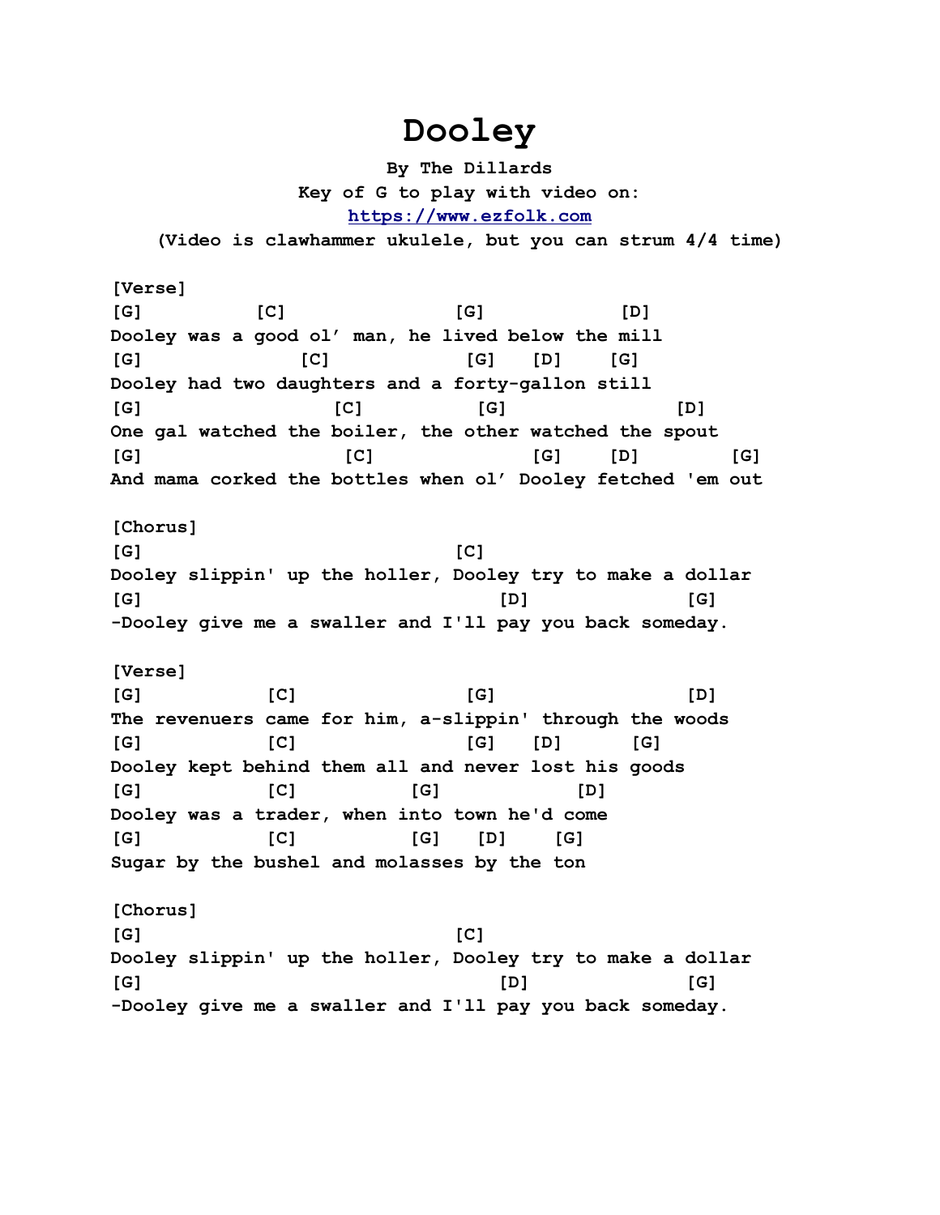# Dooley

**By The Dillards**
**Key of G to play with video on:**
**https://www.ezfolk.com**
**(Video is clawhammer ukulele, but you can strum 4/4 time)**

```
[Verse]
[G]          [C]                [G]            [D]
Dooley was a good ol' man, he lived below the mill
[G]              [C]            [G]    [D]    [G]
Dooley had two daughters and a forty-gallon still
[G]                 [C]          [G]               [D]
One gal watched the boiler, the other watched the spout
[G]                  [C]                [G]    [D]        [G]
And mama corked the bottles when ol' Dooley fetched 'em out

[Chorus]
[G]                             [C]
Dooley slippin' up the holler, Dooley try to make a dollar
[G]                                [D]              [G]
-Dooley give me a swaller and I'll pay you back someday.

[Verse]
[G]           [C]                [G]                 [D]
The revenuers came for him, a-slippin' through the woods
[G]           [C]                [G]    [D]      [G]
Dooley kept behind them all and never lost his goods
[G]           [C]          [G]            [D]
Dooley was a trader, when into town he'd come
[G]           [C]          [G]    [D]    [G]
Sugar by the bushel and molasses by the ton

[Chorus]
[G]                             [C]
Dooley slippin' up the holler, Dooley try to make a dollar
[G]                                [D]              [G]
-Dooley give me a swaller and I'll pay you back someday.
```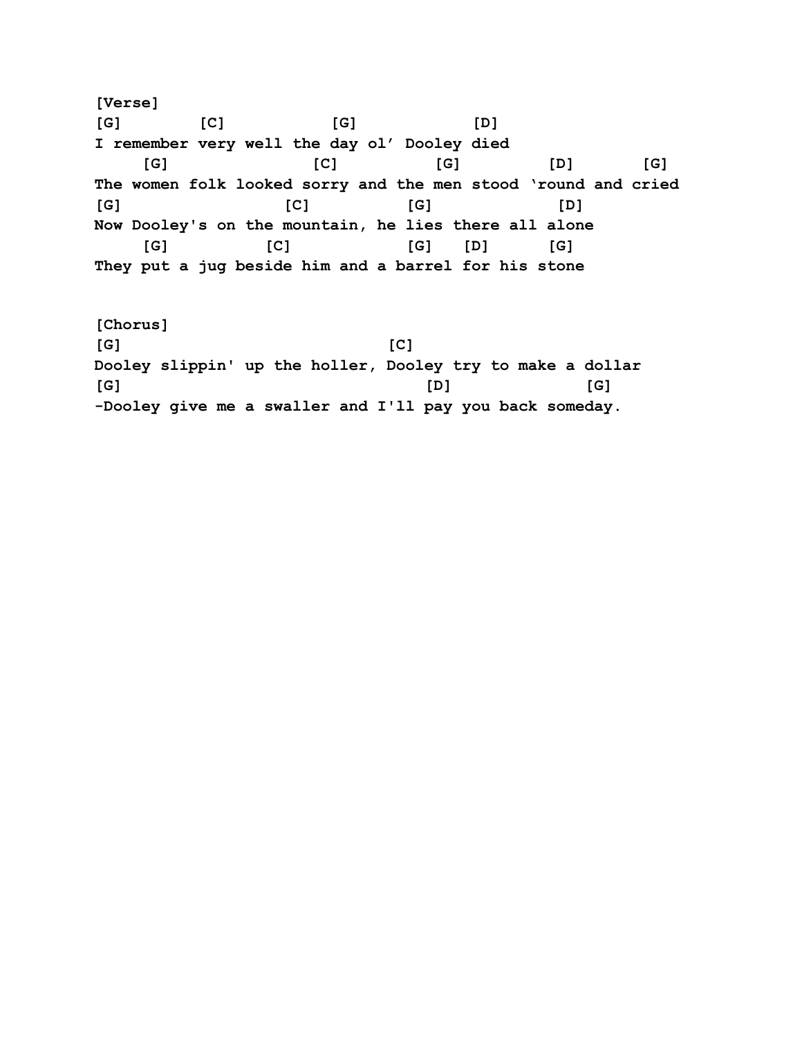```
[Verse]
[G]        [C]           [G]            [D]
I remember very well the day ol' Dooley died
     [G]               [C]          [G]         [D]       [G]
The women folk looked sorry and the men stood 'round and cried
[G]                 [C]         [G]            [D]
Now Dooley's on the mountain, he lies there all alone
     [G]         [C]            [G]   [D]      [G]
They put a jug beside him and a barrel for his stone


[Chorus]
[G]                             [C]
Dooley slippin' up the holler, Dooley try to make a dollar
[G]                                 [D]              [G]
-Dooley give me a swaller and I'll pay you back someday.
```